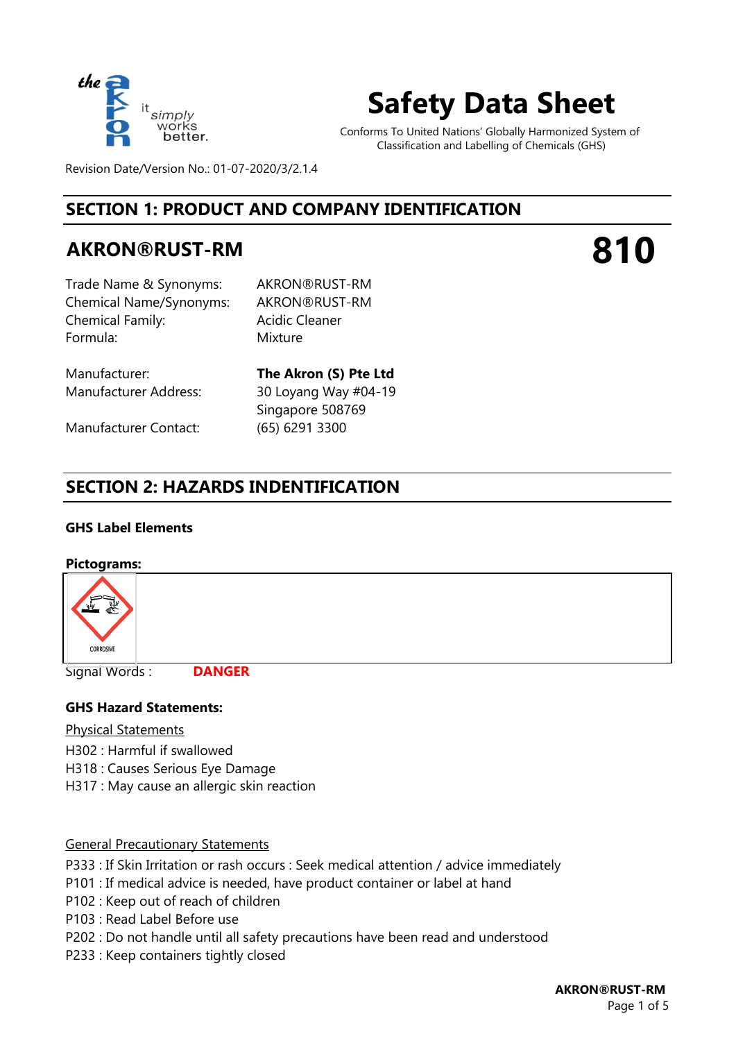# Safety Data Sheet

Conforms To United Nations' Globally Harmonized System of Classification and Labelling of Chemicals (GHS)

Revision Date/Version No.: 01-07-2020/3/2.1.4

## SECTION 1: PRODUCT AND COMPANY IDENTIFICATION

## AKRON®RUST-RM **810**

| | |
|---|---|
| Trade Name & Synonyms: | AKRON®RUST-RM |
| Chemical Name/Synonyms: | AKRON®RUST-RM |
| Chemical Family: | Acidic Cleaner |
| Formula: | Mixture |

| | |
|---|---|
| Manufacturer: | **The Akron (S) Pte Ltd** |
| Manufacturer Address: | 30 Loyang Way #04-19 Singapore 508769 |
| Manufacturer Contact: | (65) 6291 3300 |

## SECTION 2: HAZARDS INDENTIFICATION

**GHS Label Elements**

**Pictograms:**

CORROSIVE

Signal Words : **DANGER**

**GHS Hazard Statements:**

Physical Statements

H302 : Harmful if swallowed
H318 : Causes Serious Eye Damage
H317 : May cause an allergic skin reaction

General Precautionary Statements

P333 : If Skin Irritation or rash occurs : Seek medical attention / advice immediately
P101 : If medical advice is needed, have product container or label at hand
P102 : Keep out of reach of children
P103 : Read Label Before use
P202 : Do not handle until all safety precautions have been read and understood
P233 : Keep containers tightly closed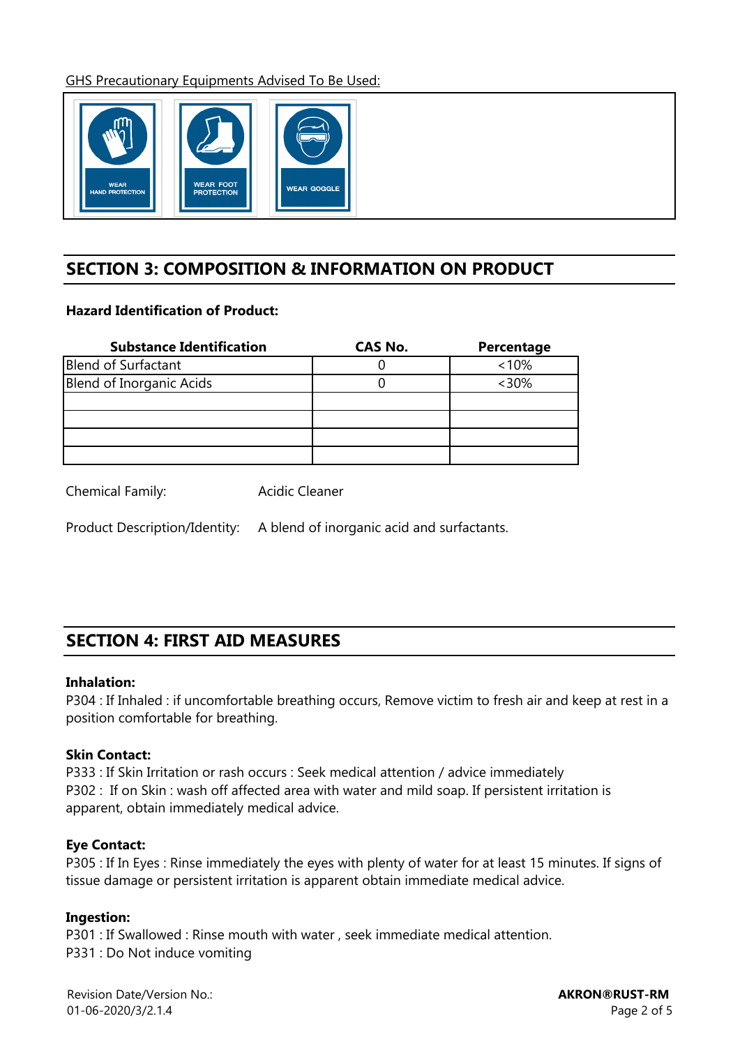GHS Precautionary Equipments Advised To Be Used:

WEAR HAND PROTECTION

WEAR FOOT PROTECTION

WEAR GOGGLE

## SECTION 3: COMPOSITION & INFORMATION ON PRODUCT

**Hazard Identification of Product:**

| Substance Identification | CAS No. | Percentage |
|---|---|---|
| Blend of Surfactant | 0 | <10% |
| Blend of Inorganic Acids | 0 | <30% |
| | | |
| | | |
| | | |
| | | |

Chemical Family: Acidic Cleaner

Product Description/Identity: A blend of inorganic acid and surfactants.

## SECTION 4: FIRST AID MEASURES

**Inhalation:**
P304 : If Inhaled : if uncomfortable breathing occurs, Remove victim to fresh air and keep at rest in a position comfortable for breathing.

**Skin Contact:**
P333 : If Skin Irritation or rash occurs : Seek medical attention / advice immediately
P302 : If on Skin : wash off affected area with water and mild soap. If persistent irritation is apparent, obtain immediately medical advice.

**Eye Contact:**
P305 : If In Eyes : Rinse immediately the eyes with plenty of water for at least 15 minutes. If signs of tissue damage or persistent irritation is apparent obtain immediate medical advice.

**Ingestion:**
P301 : If Swallowed : Rinse mouth with water , seek immediate medical attention.
P331 : Do Not induce vomiting

Revision Date/Version No.:
01-06-2020/3/2.1.4

**AKRON®RUST-RM**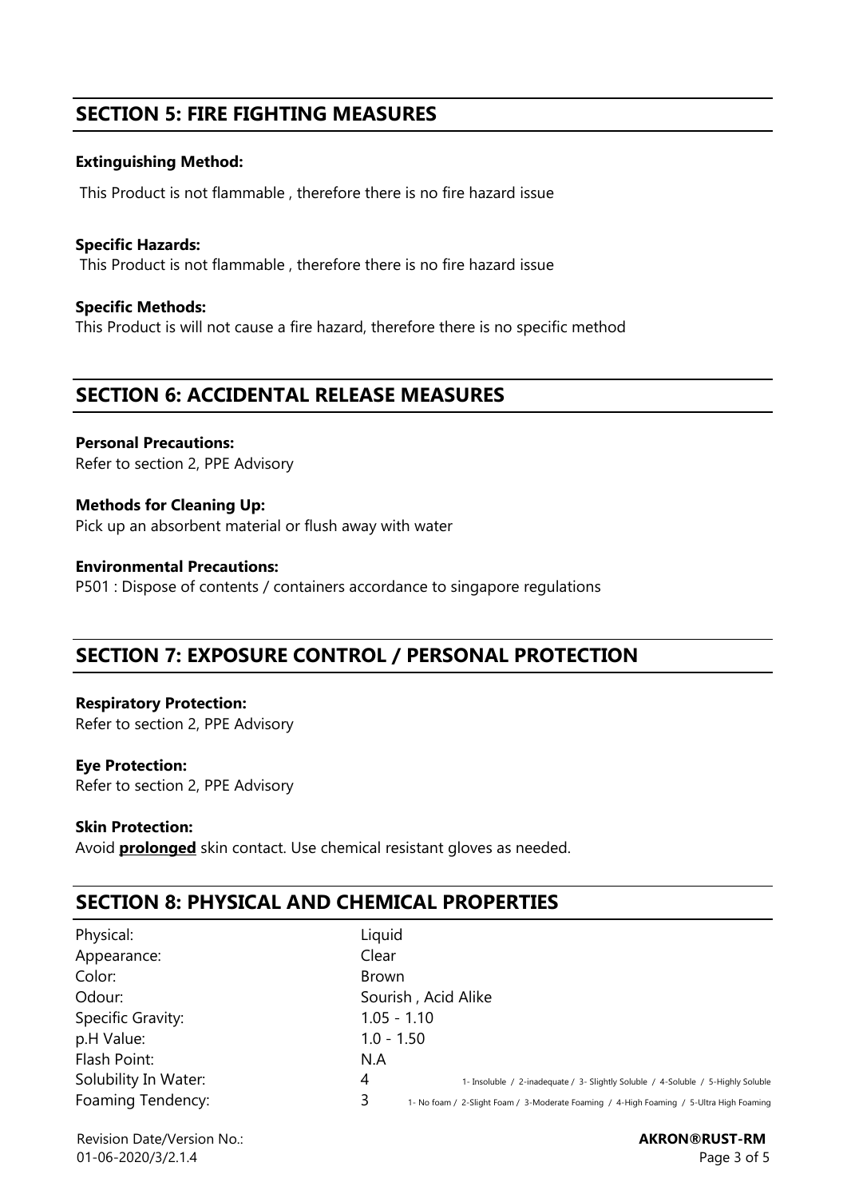## SECTION 5: FIRE FIGHTING MEASURES

**Extinguishing Method:**

This Product is not flammable , therefore there is no fire hazard issue

**Specific Hazards:**

This Product is not flammable , therefore there is no fire hazard issue

**Specific Methods:**

This Product is will not cause a fire hazard, therefore there is no specific method

## SECTION 6: ACCIDENTAL RELEASE MEASURES

**Personal Precautions:**

Refer to section 2, PPE Advisory

**Methods for Cleaning Up:**

Pick up an absorbent material or flush away with water

**Environmental Precautions:**

P501 : Dispose of contents / containers accordance to singapore regulations

## SECTION 7: EXPOSURE CONTROL / PERSONAL PROTECTION

**Respiratory Protection:**

Refer to section 2, PPE Advisory

**Eye Protection:**

Refer to section 2, PPE Advisory

**Skin Protection:**

Avoid **prolonged** skin contact. Use chemical resistant gloves as needed.

## SECTION 8: PHYSICAL AND CHEMICAL PROPERTIES

| | | |
|---|---|---|
| Physical: | Liquid | |
| Appearance: | Clear | |
| Color: | Brown | |
| Odour: | Sourish , Acid Alike | |
| Specific Gravity: | 1.05 - 1.10 | |
| p.H Value: | 1.0 - 1.50 | |
| Flash Point: | N.A | |
| Solubility In Water: | 4 | 1- Insoluble / 2-inadequate / 3- Slightly Soluble / 4-Soluble / 5-Highly Soluble |
| Foaming Tendency: | 3 | 1- No foam / 2-Slight Foam / 3-Moderate Foaming / 4-High Foaming / 5-Ultra High Foaming |

Revision Date/Version No.:
01-06-2020/3/2.1.4

**AKRON®RUST-RM**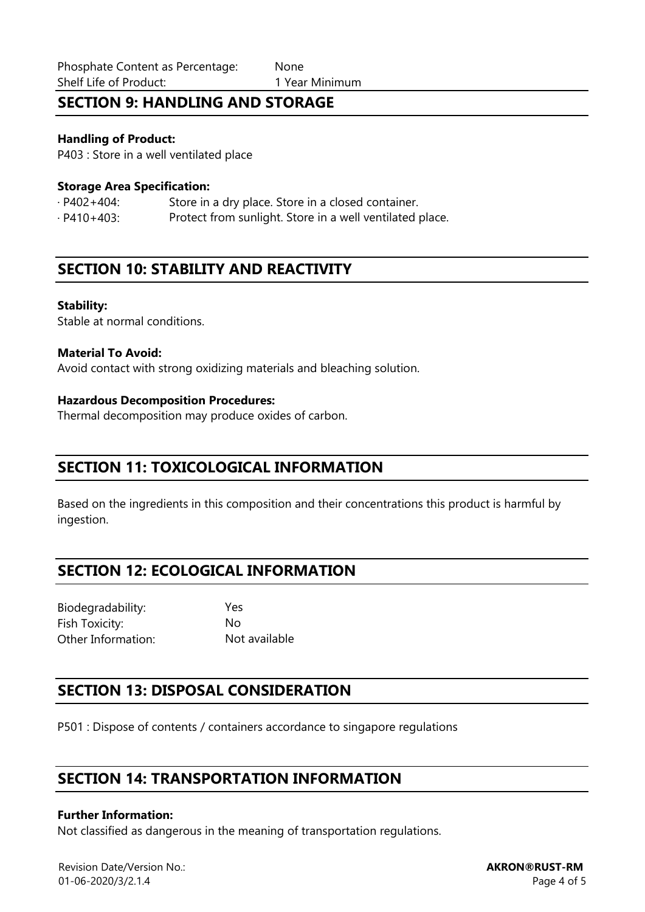Phosphate Content as Percentage: None
Shelf Life of Product: 1 Year Minimum

## SECTION 9: HANDLING AND STORAGE

**Handling of Product:**
P403 : Store in a well ventilated place

**Storage Area Specification:**

· P402+404: Store in a dry place. Store in a closed container.
· P410+403: Protect from sunlight. Store in a well ventilated place.

## SECTION 10: STABILITY AND REACTIVITY

**Stability:**
Stable at normal conditions.

**Material To Avoid:**
Avoid contact with strong oxidizing materials and bleaching solution.

**Hazardous Decomposition Procedures:**
Thermal decomposition may produce oxides of carbon.

## SECTION 11: TOXICOLOGICAL INFORMATION

Based on the ingredients in this composition and their concentrations this product is harmful by ingestion.

## SECTION 12: ECOLOGICAL INFORMATION

Biodegradability: Yes
Fish Toxicity: No
Other Information: Not available

## SECTION 13: DISPOSAL CONSIDERATION

P501 : Dispose of contents / containers accordance to singapore regulations

## SECTION 14: TRANSPORTATION INFORMATION

**Further Information:**
Not classified as dangerous in the meaning of transportation regulations.

Revision Date/Version No.:
01-06-2020/3/2.1.4

**AKRON®RUST-RM**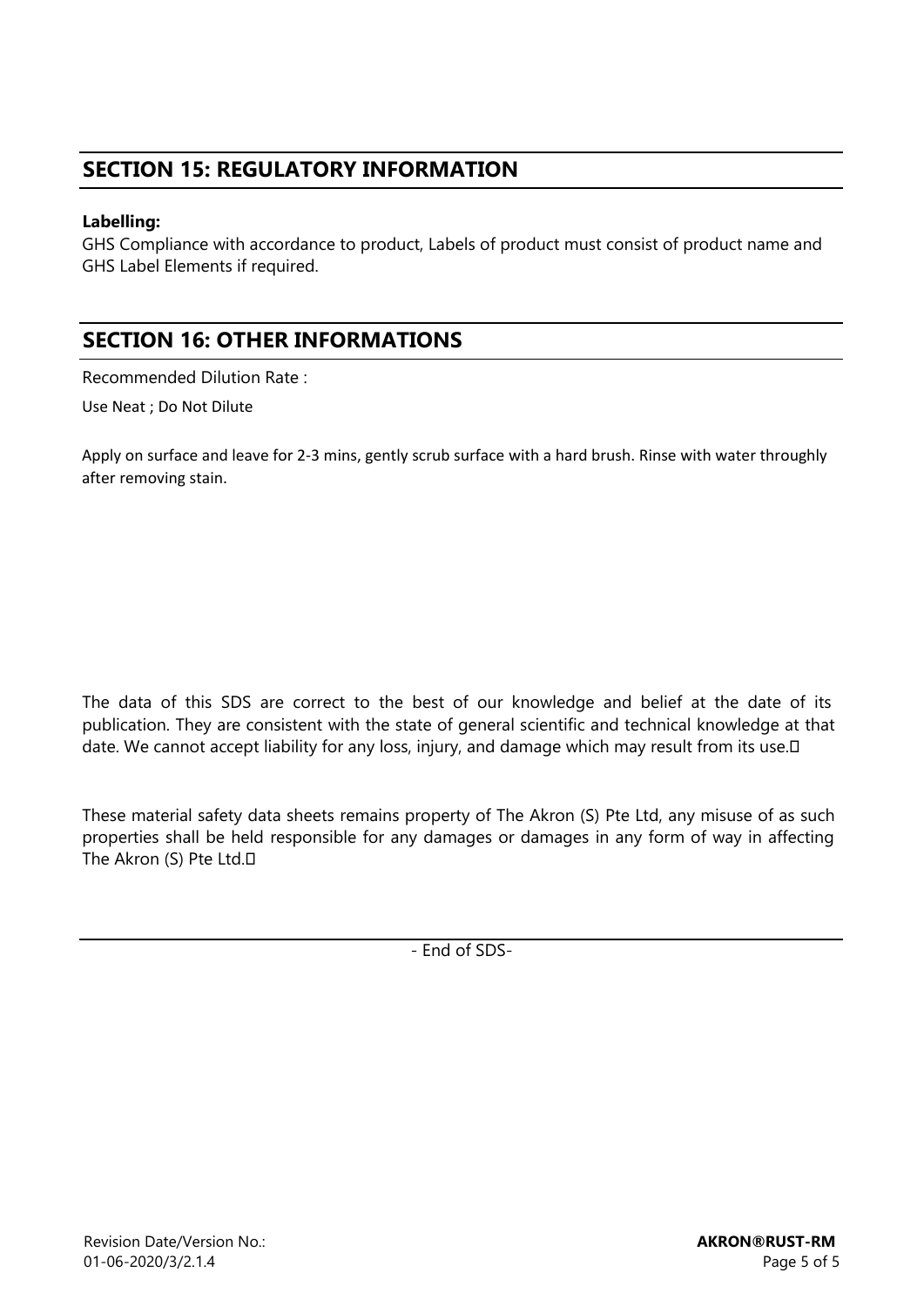## SECTION 15: REGULATORY INFORMATION

**Labelling:**

GHS Compliance with accordance to product, Labels of product must consist of product name and GHS Label Elements if required.

## SECTION 16: OTHER INFORMATIONS

Recommended Dilution Rate :

Use Neat ; Do Not Dilute

Apply on surface and leave for 2-3 mins, gently scrub surface with a hard brush. Rinse with water throughly after removing stain.

The data of this SDS are correct to the best of our knowledge and belief at the date of its publication. They are consistent with the state of general scientific and technical knowledge at that date. We cannot accept liability for any loss, injury, and damage which may result from its use.

These material safety data sheets remains property of The Akron (S) Pte Ltd, any misuse of as such properties shall be held responsible for any damages or damages in any form of way in affecting The Akron (S) Pte Ltd.

- End of SDS-